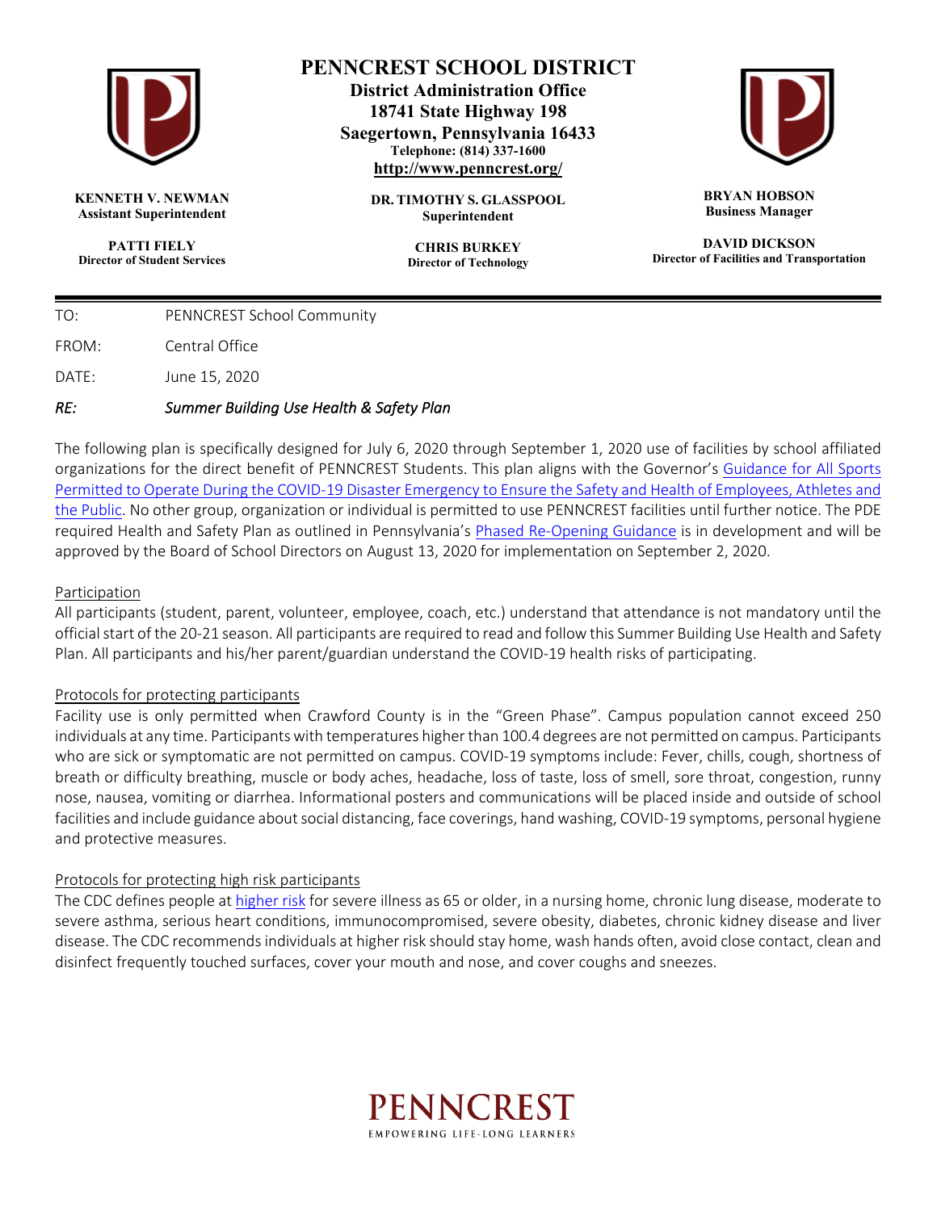# PENNCREST SCHOOL DISTRICT

**District Administration Office**
**18741 State Highway 198**
**Saegertown, Pennsylvania 16433**
**Telephone: (814) 337-1600**
**http://www.penncrest.org/**

**KENNETH V. NEWMAN**
Assistant Superintendent

**DR. TIMOTHY S. GLASSPOOL**
Superintendent

**BRYAN HOBSON**
Business Manager

**PATTI FIELY**
Director of Student Services

**CHRIS BURKEY**
Director of Technology

**DAVID DICKSON**
Director of Facilities and Transportation

---

TO: PENNCREST School Community

FROM: Central Office

DATE: June 15, 2020

*RE: Summer Building Use Health & Safety Plan*

The following plan is specifically designed for July 6, 2020 through September 1, 2020 use of facilities by school affiliated organizations for the direct benefit of PENNCREST Students. This plan aligns with the Governor's Guidance for All Sports Permitted to Operate During the COVID-19 Disaster Emergency to Ensure the Safety and Health of Employees, Athletes and the Public. No other group, organization or individual is permitted to use PENNCREST facilities until further notice. The PDE required Health and Safety Plan as outlined in Pennsylvania's Phased Re-Opening Guidance is in development and will be approved by the Board of School Directors on August 13, 2020 for implementation on September 2, 2020.

## Participation

All participants (student, parent, volunteer, employee, coach, etc.) understand that attendance is not mandatory until the official start of the 20-21 season. All participants are required to read and follow this Summer Building Use Health and Safety Plan. All participants and his/her parent/guardian understand the COVID-19 health risks of participating.

## Protocols for protecting participants

Facility use is only permitted when Crawford County is in the "Green Phase". Campus population cannot exceed 250 individuals at any time. Participants with temperatures higher than 100.4 degrees are not permitted on campus. Participants who are sick or symptomatic are not permitted on campus. COVID-19 symptoms include: Fever, chills, cough, shortness of breath or difficulty breathing, muscle or body aches, headache, loss of taste, loss of smell, sore throat, congestion, runny nose, nausea, vomiting or diarrhea. Informational posters and communications will be placed inside and outside of school facilities and include guidance about social distancing, face coverings, hand washing, COVID-19 symptoms, personal hygiene and protective measures.

## Protocols for protecting high risk participants

The CDC defines people at higher risk for severe illness as 65 or older, in a nursing home, chronic lung disease, moderate to severe asthma, serious heart conditions, immunocompromised, severe obesity, diabetes, chronic kidney disease and liver disease. The CDC recommends individuals at higher risk should stay home, wash hands often, avoid close contact, clean and disinfect frequently touched surfaces, cover your mouth and nose, and cover coughs and sneezes.

PENNCREST
EMPOWERING LIFE-LONG LEARNERS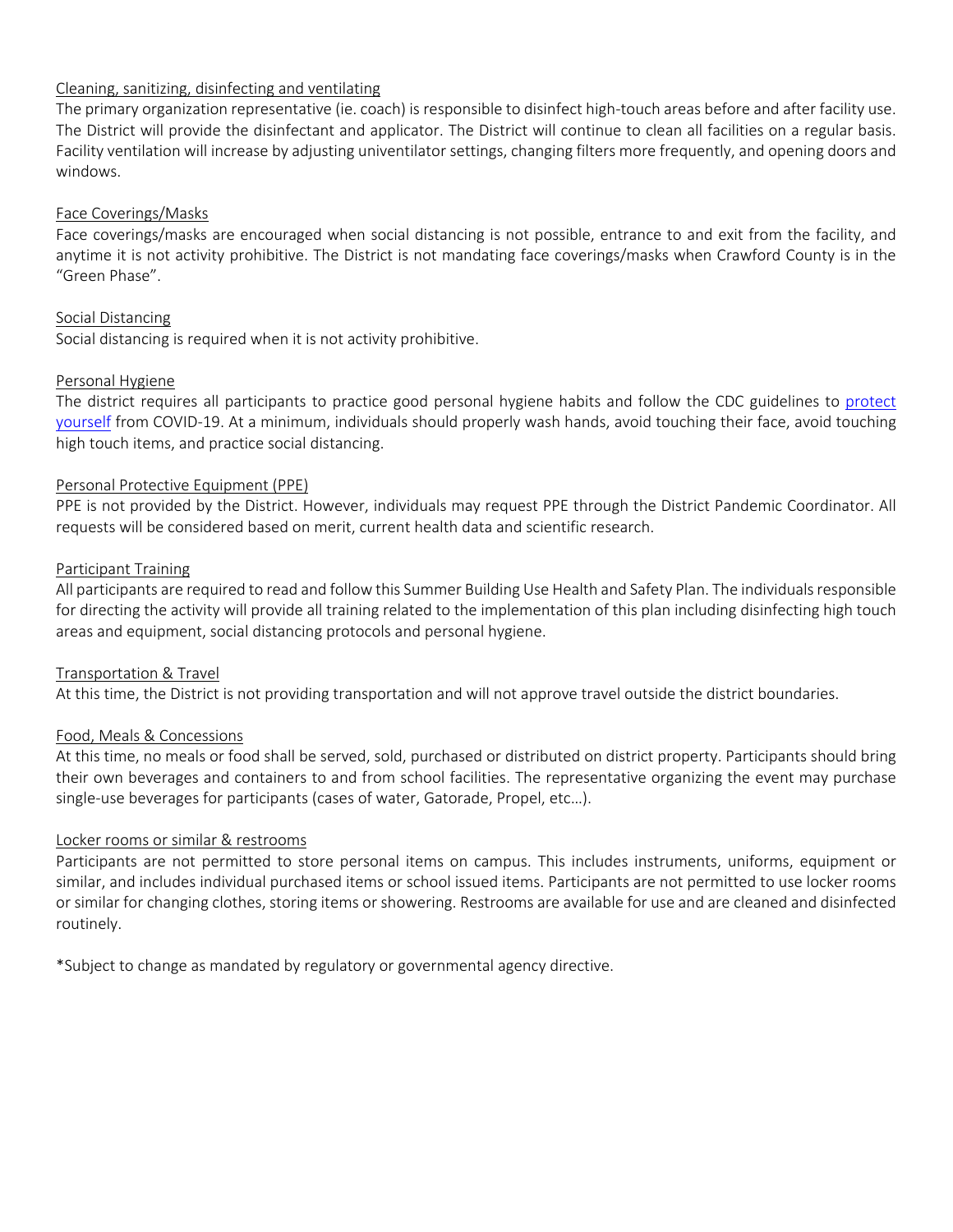Cleaning, sanitizing, disinfecting and ventilating

The primary organization representative (ie. coach) is responsible to disinfect high-touch areas before and after facility use. The District will provide the disinfectant and applicator. The District will continue to clean all facilities on a regular basis. Facility ventilation will increase by adjusting univentilator settings, changing filters more frequently, and opening doors and windows.

Face Coverings/Masks

Face coverings/masks are encouraged when social distancing is not possible, entrance to and exit from the facility, and anytime it is not activity prohibitive. The District is not mandating face coverings/masks when Crawford County is in the "Green Phase".

Social Distancing

Social distancing is required when it is not activity prohibitive.

Personal Hygiene

The district requires all participants to practice good personal hygiene habits and follow the CDC guidelines to protect yourself from COVID-19. At a minimum, individuals should properly wash hands, avoid touching their face, avoid touching high touch items, and practice social distancing.

Personal Protective Equipment (PPE)

PPE is not provided by the District. However, individuals may request PPE through the District Pandemic Coordinator. All requests will be considered based on merit, current health data and scientific research.

Participant Training

All participants are required to read and follow this Summer Building Use Health and Safety Plan. The individuals responsible for directing the activity will provide all training related to the implementation of this plan including disinfecting high touch areas and equipment, social distancing protocols and personal hygiene.

Transportation & Travel

At this time, the District is not providing transportation and will not approve travel outside the district boundaries.

Food, Meals & Concessions

At this time, no meals or food shall be served, sold, purchased or distributed on district property. Participants should bring their own beverages and containers to and from school facilities. The representative organizing the event may purchase single-use beverages for participants (cases of water, Gatorade, Propel, etc…).

Locker rooms or similar & restrooms

Participants are not permitted to store personal items on campus. This includes instruments, uniforms, equipment or similar, and includes individual purchased items or school issued items. Participants are not permitted to use locker rooms or similar for changing clothes, storing items or showering. Restrooms are available for use and are cleaned and disinfected routinely.

*Subject to change as mandated by regulatory or governmental agency directive.